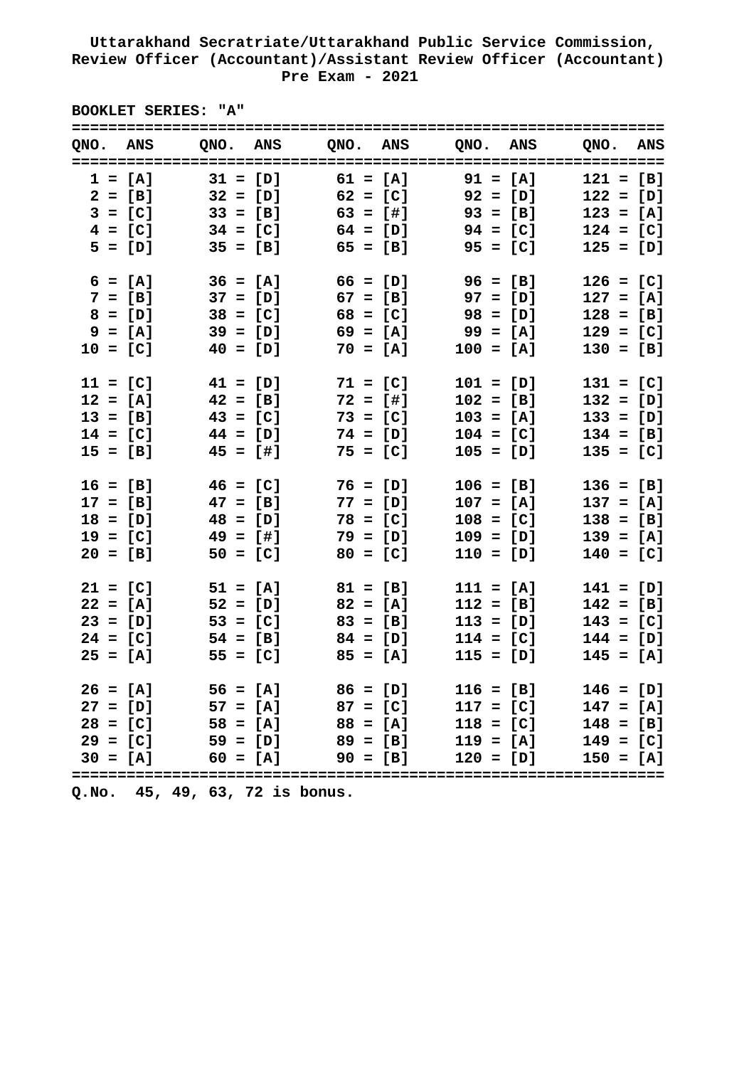**Uttarakhand Secratriate/Uttarakhand Public Service Commission,**
**Review Officer (Accountant)/Assistant Review Officer (Accountant)**
**Pre Exam - 2021**

**BOOKLET SERIES: "A"**

| QNO. | ANS | QNO. | ANS | QNO. | ANS | QNO. | ANS | QNO. | ANS |
|---|---|---|---|---|---|---|---|---|---|
| 1 | [A] | 31 | [D] | 61 | [A] | 91 | [A] | 121 | [B] |
| 2 | [B] | 32 | [D] | 62 | [C] | 92 | [D] | 122 | [D] |
| 3 | [C] | 33 | [B] | 63 | [#] | 93 | [B] | 123 | [A] |
| 4 | [C] | 34 | [C] | 64 | [D] | 94 | [C] | 124 | [C] |
| 5 | [D] | 35 | [B] | 65 | [B] | 95 | [C] | 125 | [D] |
| 6 | [A] | 36 | [A] | 66 | [D] | 96 | [B] | 126 | [C] |
| 7 | [B] | 37 | [D] | 67 | [B] | 97 | [D] | 127 | [A] |
| 8 | [D] | 38 | [C] | 68 | [C] | 98 | [D] | 128 | [B] |
| 9 | [A] | 39 | [D] | 69 | [A] | 99 | [A] | 129 | [C] |
| 10 | [C] | 40 | [D] | 70 | [A] | 100 | [A] | 130 | [B] |
| 11 | [C] | 41 | [D] | 71 | [C] | 101 | [D] | 131 | [C] |
| 12 | [A] | 42 | [B] | 72 | [#] | 102 | [B] | 132 | [D] |
| 13 | [B] | 43 | [C] | 73 | [C] | 103 | [A] | 133 | [D] |
| 14 | [C] | 44 | [D] | 74 | [D] | 104 | [C] | 134 | [B] |
| 15 | [B] | 45 | [#] | 75 | [C] | 105 | [D] | 135 | [C] |
| 16 | [B] | 46 | [C] | 76 | [D] | 106 | [B] | 136 | [B] |
| 17 | [B] | 47 | [B] | 77 | [D] | 107 | [A] | 137 | [A] |
| 18 | [D] | 48 | [D] | 78 | [C] | 108 | [C] | 138 | [B] |
| 19 | [C] | 49 | [#] | 79 | [D] | 109 | [D] | 139 | [A] |
| 20 | [B] | 50 | [C] | 80 | [C] | 110 | [D] | 140 | [C] |
| 21 | [C] | 51 | [A] | 81 | [B] | 111 | [A] | 141 | [D] |
| 22 | [A] | 52 | [D] | 82 | [A] | 112 | [B] | 142 | [B] |
| 23 | [D] | 53 | [C] | 83 | [B] | 113 | [D] | 143 | [C] |
| 24 | [C] | 54 | [B] | 84 | [D] | 114 | [C] | 144 | [D] |
| 25 | [A] | 55 | [C] | 85 | [A] | 115 | [D] | 145 | [A] |
| 26 | [A] | 56 | [A] | 86 | [D] | 116 | [B] | 146 | [D] |
| 27 | [D] | 57 | [A] | 87 | [C] | 117 | [C] | 147 | [A] |
| 28 | [C] | 58 | [A] | 88 | [A] | 118 | [C] | 148 | [B] |
| 29 | [C] | 59 | [D] | 89 | [B] | 119 | [A] | 149 | [C] |
| 30 | [A] | 60 | [A] | 90 | [B] | 120 | [D] | 150 | [A] |

**Q.No. 45, 49, 63, 72 is bonus.**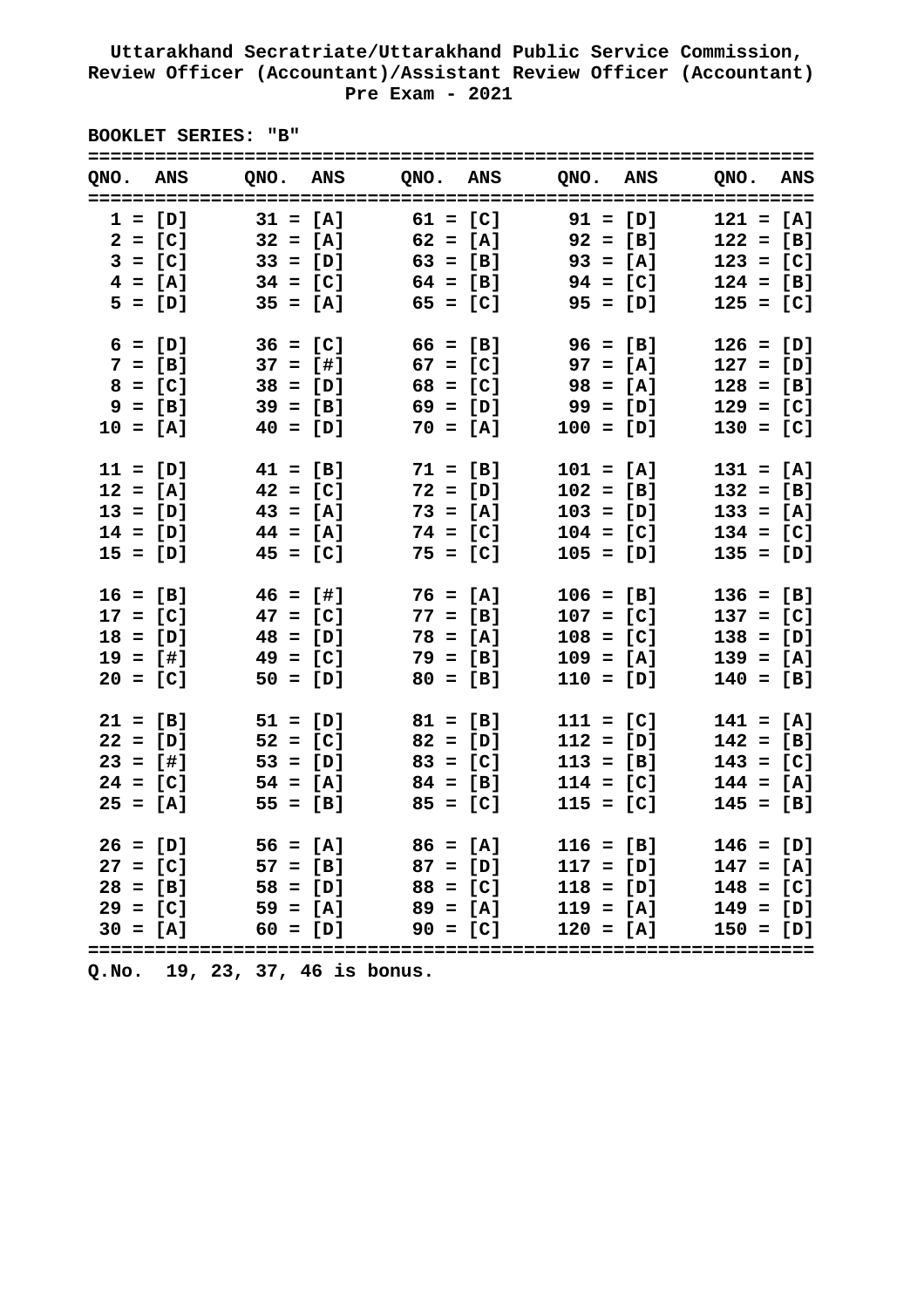**Uttarakhand Secratriate/Uttarakhand Public Service Commission,**
**Review Officer (Accountant)/Assistant Review Officer (Accountant)**
**Pre Exam - 2021**

**BOOKLET SERIES: "B"**

| QNO. | ANS | QNO. | ANS | QNO. | ANS | QNO. | ANS | QNO. | ANS |
|---|---|---|---|---|---|---|---|---|---|
| 1 | [D] | 31 | [A] | 61 | [C] | 91 | [D] | 121 | [A] |
| 2 | [C] | 32 | [A] | 62 | [A] | 92 | [B] | 122 | [B] |
| 3 | [C] | 33 | [D] | 63 | [B] | 93 | [A] | 123 | [C] |
| 4 | [A] | 34 | [C] | 64 | [B] | 94 | [C] | 124 | [B] |
| 5 | [D] | 35 | [A] | 65 | [C] | 95 | [D] | 125 | [C] |
| 6 | [D] | 36 | [C] | 66 | [B] | 96 | [B] | 126 | [D] |
| 7 | [B] | 37 | [#] | 67 | [C] | 97 | [A] | 127 | [D] |
| 8 | [C] | 38 | [D] | 68 | [C] | 98 | [A] | 128 | [B] |
| 9 | [B] | 39 | [B] | 69 | [D] | 99 | [D] | 129 | [C] |
| 10 | [A] | 40 | [D] | 70 | [A] | 100 | [D] | 130 | [C] |
| 11 | [D] | 41 | [B] | 71 | [B] | 101 | [A] | 131 | [A] |
| 12 | [A] | 42 | [C] | 72 | [D] | 102 | [B] | 132 | [B] |
| 13 | [D] | 43 | [A] | 73 | [A] | 103 | [D] | 133 | [A] |
| 14 | [D] | 44 | [A] | 74 | [C] | 104 | [C] | 134 | [C] |
| 15 | [D] | 45 | [C] | 75 | [C] | 105 | [D] | 135 | [D] |
| 16 | [B] | 46 | [#] | 76 | [A] | 106 | [B] | 136 | [B] |
| 17 | [C] | 47 | [C] | 77 | [B] | 107 | [C] | 137 | [C] |
| 18 | [D] | 48 | [D] | 78 | [A] | 108 | [C] | 138 | [D] |
| 19 | [#] | 49 | [C] | 79 | [B] | 109 | [A] | 139 | [A] |
| 20 | [C] | 50 | [D] | 80 | [B] | 110 | [D] | 140 | [B] |
| 21 | [B] | 51 | [D] | 81 | [B] | 111 | [C] | 141 | [A] |
| 22 | [D] | 52 | [C] | 82 | [D] | 112 | [D] | 142 | [B] |
| 23 | [#] | 53 | [D] | 83 | [C] | 113 | [B] | 143 | [C] |
| 24 | [C] | 54 | [A] | 84 | [B] | 114 | [C] | 144 | [A] |
| 25 | [A] | 55 | [B] | 85 | [C] | 115 | [C] | 145 | [B] |
| 26 | [D] | 56 | [A] | 86 | [A] | 116 | [B] | 146 | [D] |
| 27 | [C] | 57 | [B] | 87 | [D] | 117 | [D] | 147 | [A] |
| 28 | [B] | 58 | [D] | 88 | [C] | 118 | [D] | 148 | [C] |
| 29 | [C] | 59 | [A] | 89 | [A] | 119 | [A] | 149 | [D] |
| 30 | [A] | 60 | [D] | 90 | [C] | 120 | [A] | 150 | [D] |

**Q.No. 19, 23, 37, 46 is bonus.**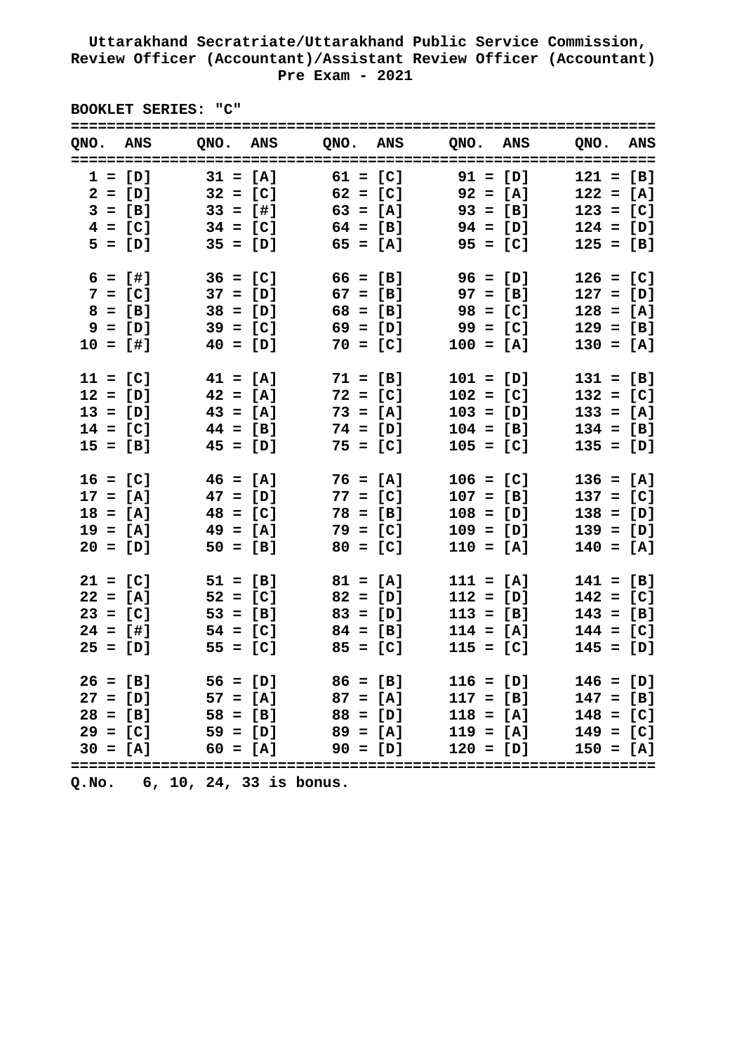**Uttarakhand Secratriate/Uttarakhand Public Service Commission,**
**Review Officer (Accountant)/Assistant Review Officer (Accountant)**
**Pre Exam - 2021**

**BOOKLET SERIES: "C"**

| QNO. | ANS | QNO. | ANS | QNO. | ANS | QNO. | ANS | QNO. | ANS |
|---|---|---|---|---|---|---|---|---|---|
| 1 | [D] | 31 | [A] | 61 | [C] | 91 | [D] | 121 | [B] |
| 2 | [D] | 32 | [C] | 62 | [C] | 92 | [A] | 122 | [A] |
| 3 | [B] | 33 | [#] | 63 | [A] | 93 | [B] | 123 | [C] |
| 4 | [C] | 34 | [C] | 64 | [B] | 94 | [D] | 124 | [D] |
| 5 | [D] | 35 | [D] | 65 | [A] | 95 | [C] | 125 | [B] |
| 6 | [#] | 36 | [C] | 66 | [B] | 96 | [D] | 126 | [C] |
| 7 | [C] | 37 | [D] | 67 | [B] | 97 | [B] | 127 | [D] |
| 8 | [B] | 38 | [D] | 68 | [B] | 98 | [C] | 128 | [A] |
| 9 | [D] | 39 | [C] | 69 | [D] | 99 | [C] | 129 | [B] |
| 10 | [#] | 40 | [D] | 70 | [C] | 100 | [A] | 130 | [A] |
| 11 | [C] | 41 | [A] | 71 | [B] | 101 | [D] | 131 | [B] |
| 12 | [D] | 42 | [A] | 72 | [C] | 102 | [C] | 132 | [C] |
| 13 | [D] | 43 | [A] | 73 | [A] | 103 | [D] | 133 | [A] |
| 14 | [C] | 44 | [B] | 74 | [D] | 104 | [B] | 134 | [B] |
| 15 | [B] | 45 | [D] | 75 | [C] | 105 | [C] | 135 | [D] |
| 16 | [C] | 46 | [A] | 76 | [A] | 106 | [C] | 136 | [A] |
| 17 | [A] | 47 | [D] | 77 | [C] | 107 | [B] | 137 | [C] |
| 18 | [A] | 48 | [C] | 78 | [B] | 108 | [D] | 138 | [D] |
| 19 | [A] | 49 | [A] | 79 | [C] | 109 | [D] | 139 | [D] |
| 20 | [D] | 50 | [B] | 80 | [C] | 110 | [A] | 140 | [A] |
| 21 | [C] | 51 | [B] | 81 | [A] | 111 | [A] | 141 | [B] |
| 22 | [A] | 52 | [C] | 82 | [D] | 112 | [D] | 142 | [C] |
| 23 | [C] | 53 | [B] | 83 | [D] | 113 | [B] | 143 | [B] |
| 24 | [#] | 54 | [C] | 84 | [B] | 114 | [A] | 144 | [C] |
| 25 | [D] | 55 | [C] | 85 | [C] | 115 | [C] | 145 | [D] |
| 26 | [B] | 56 | [D] | 86 | [B] | 116 | [D] | 146 | [D] |
| 27 | [D] | 57 | [A] | 87 | [A] | 117 | [B] | 147 | [B] |
| 28 | [B] | 58 | [B] | 88 | [D] | 118 | [A] | 148 | [C] |
| 29 | [C] | 59 | [D] | 89 | [A] | 119 | [A] | 149 | [C] |
| 30 | [A] | 60 | [A] | 90 | [D] | 120 | [D] | 150 | [A] |

**Q.No. 6, 10, 24, 33 is bonus.**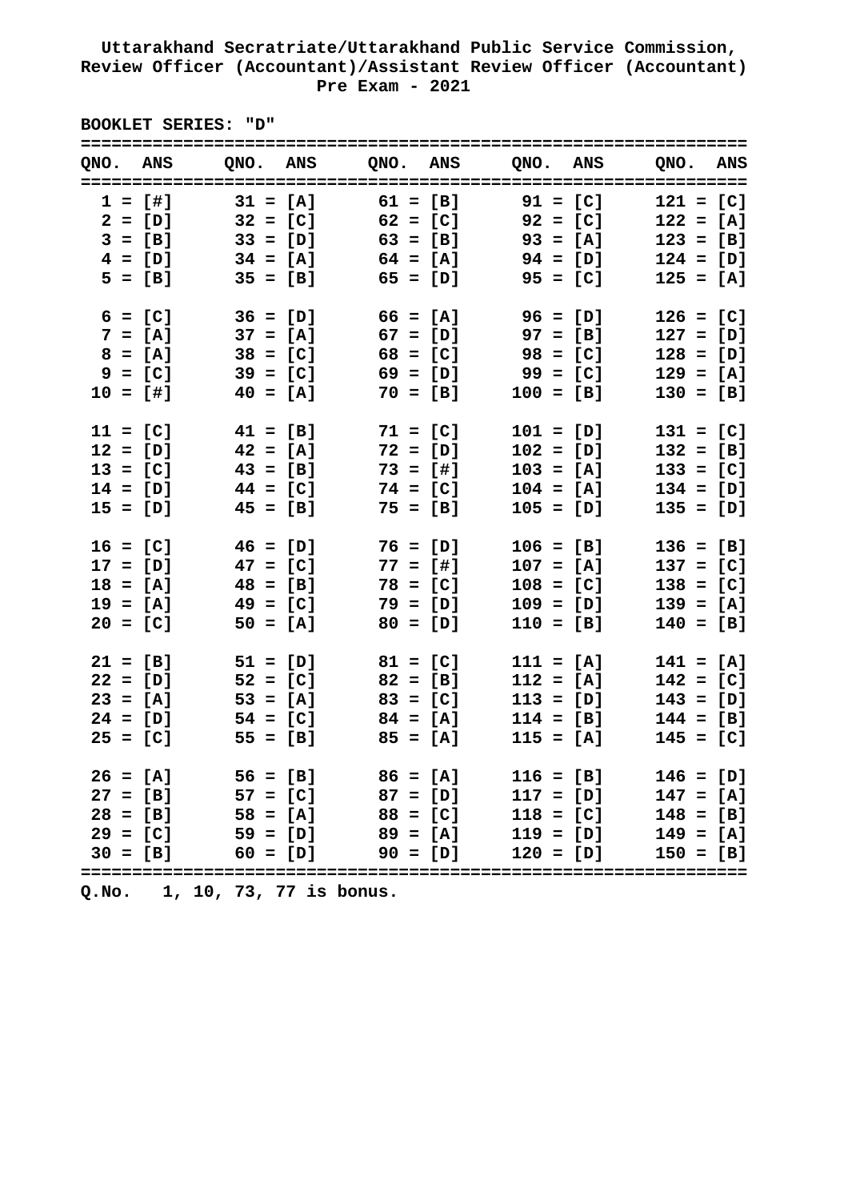**Uttarakhand Secratriate/Uttarakhand Public Service Commission,**
**Review Officer (Accountant)/Assistant Review Officer (Accountant)**
**Pre Exam - 2021**

**BOOKLET SERIES: "D"**

| QNO. | ANS | QNO. | ANS | QNO. | ANS | QNO. | ANS | QNO. | ANS |
|---|---|---|---|---|---|---|---|---|---|
| 1 | [#] | 31 | [A] | 61 | [B] | 91 | [C] | 121 | [C] |
| 2 | [D] | 32 | [C] | 62 | [C] | 92 | [C] | 122 | [A] |
| 3 | [B] | 33 | [D] | 63 | [B] | 93 | [A] | 123 | [B] |
| 4 | [D] | 34 | [A] | 64 | [A] | 94 | [D] | 124 | [D] |
| 5 | [B] | 35 | [B] | 65 | [D] | 95 | [C] | 125 | [A] |
| 6 | [C] | 36 | [D] | 66 | [A] | 96 | [D] | 126 | [C] |
| 7 | [A] | 37 | [A] | 67 | [D] | 97 | [B] | 127 | [D] |
| 8 | [A] | 38 | [C] | 68 | [C] | 98 | [C] | 128 | [D] |
| 9 | [C] | 39 | [C] | 69 | [D] | 99 | [C] | 129 | [A] |
| 10 | [#] | 40 | [A] | 70 | [B] | 100 | [B] | 130 | [B] |
| 11 | [C] | 41 | [B] | 71 | [C] | 101 | [D] | 131 | [C] |
| 12 | [D] | 42 | [A] | 72 | [D] | 102 | [D] | 132 | [B] |
| 13 | [C] | 43 | [B] | 73 | [#] | 103 | [A] | 133 | [C] |
| 14 | [D] | 44 | [C] | 74 | [C] | 104 | [A] | 134 | [D] |
| 15 | [D] | 45 | [B] | 75 | [B] | 105 | [D] | 135 | [D] |
| 16 | [C] | 46 | [D] | 76 | [D] | 106 | [B] | 136 | [B] |
| 17 | [D] | 47 | [C] | 77 | [#] | 107 | [A] | 137 | [C] |
| 18 | [A] | 48 | [B] | 78 | [C] | 108 | [C] | 138 | [C] |
| 19 | [A] | 49 | [C] | 79 | [D] | 109 | [D] | 139 | [A] |
| 20 | [C] | 50 | [A] | 80 | [D] | 110 | [B] | 140 | [B] |
| 21 | [B] | 51 | [D] | 81 | [C] | 111 | [A] | 141 | [A] |
| 22 | [D] | 52 | [C] | 82 | [B] | 112 | [A] | 142 | [C] |
| 23 | [A] | 53 | [A] | 83 | [C] | 113 | [D] | 143 | [D] |
| 24 | [D] | 54 | [C] | 84 | [A] | 114 | [B] | 144 | [B] |
| 25 | [C] | 55 | [B] | 85 | [A] | 115 | [A] | 145 | [C] |
| 26 | [A] | 56 | [B] | 86 | [A] | 116 | [B] | 146 | [D] |
| 27 | [B] | 57 | [C] | 87 | [D] | 117 | [D] | 147 | [A] |
| 28 | [B] | 58 | [A] | 88 | [C] | 118 | [C] | 148 | [B] |
| 29 | [C] | 59 | [D] | 89 | [A] | 119 | [D] | 149 | [A] |
| 30 | [B] | 60 | [D] | 90 | [D] | 120 | [D] | 150 | [B] |

**Q.No. 1, 10, 73, 77 is bonus.**